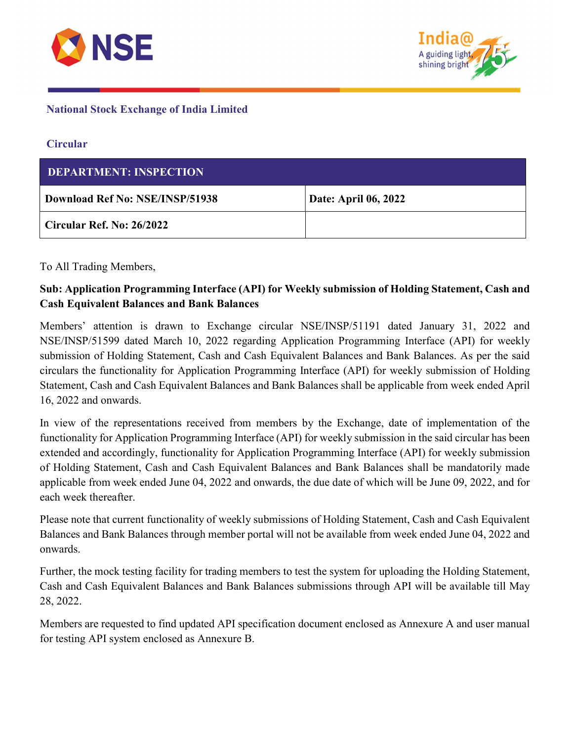**National Stock Exchange of India Limited**

**Circular**

| DEPARTMENT: INSPECTION | |
|---|---|
| **Download Ref No: NSE/INSP/51938** | **Date: April 06, 2022** |
| **Circular Ref. No: 26/2022** | |

To All Trading Members,

**Sub: Application Programming Interface (API) for Weekly submission of Holding Statement, Cash and Cash Equivalent Balances and Bank Balances**

Members' attention is drawn to Exchange circular NSE/INSP/51191 dated January 31, 2022 and NSE/INSP/51599 dated March 10, 2022 regarding Application Programming Interface (API) for weekly submission of Holding Statement, Cash and Cash Equivalent Balances and Bank Balances. As per the said circulars the functionality for Application Programming Interface (API) for weekly submission of Holding Statement, Cash and Cash Equivalent Balances and Bank Balances shall be applicable from week ended April 16, 2022 and onwards.

In view of the representations received from members by the Exchange, date of implementation of the functionality for Application Programming Interface (API) for weekly submission in the said circular has been extended and accordingly, functionality for Application Programming Interface (API) for weekly submission of Holding Statement, Cash and Cash Equivalent Balances and Bank Balances shall be mandatorily made applicable from week ended June 04, 2022 and onwards, the due date of which will be June 09, 2022, and for each week thereafter.

Please note that current functionality of weekly submissions of Holding Statement, Cash and Cash Equivalent Balances and Bank Balances through member portal will not be available from week ended June 04, 2022 and onwards.

Further, the mock testing facility for trading members to test the system for uploading the Holding Statement, Cash and Cash Equivalent Balances and Bank Balances submissions through API will be available till May 28, 2022.

Members are requested to find updated API specification document enclosed as Annexure A and user manual for testing API system enclosed as Annexure B.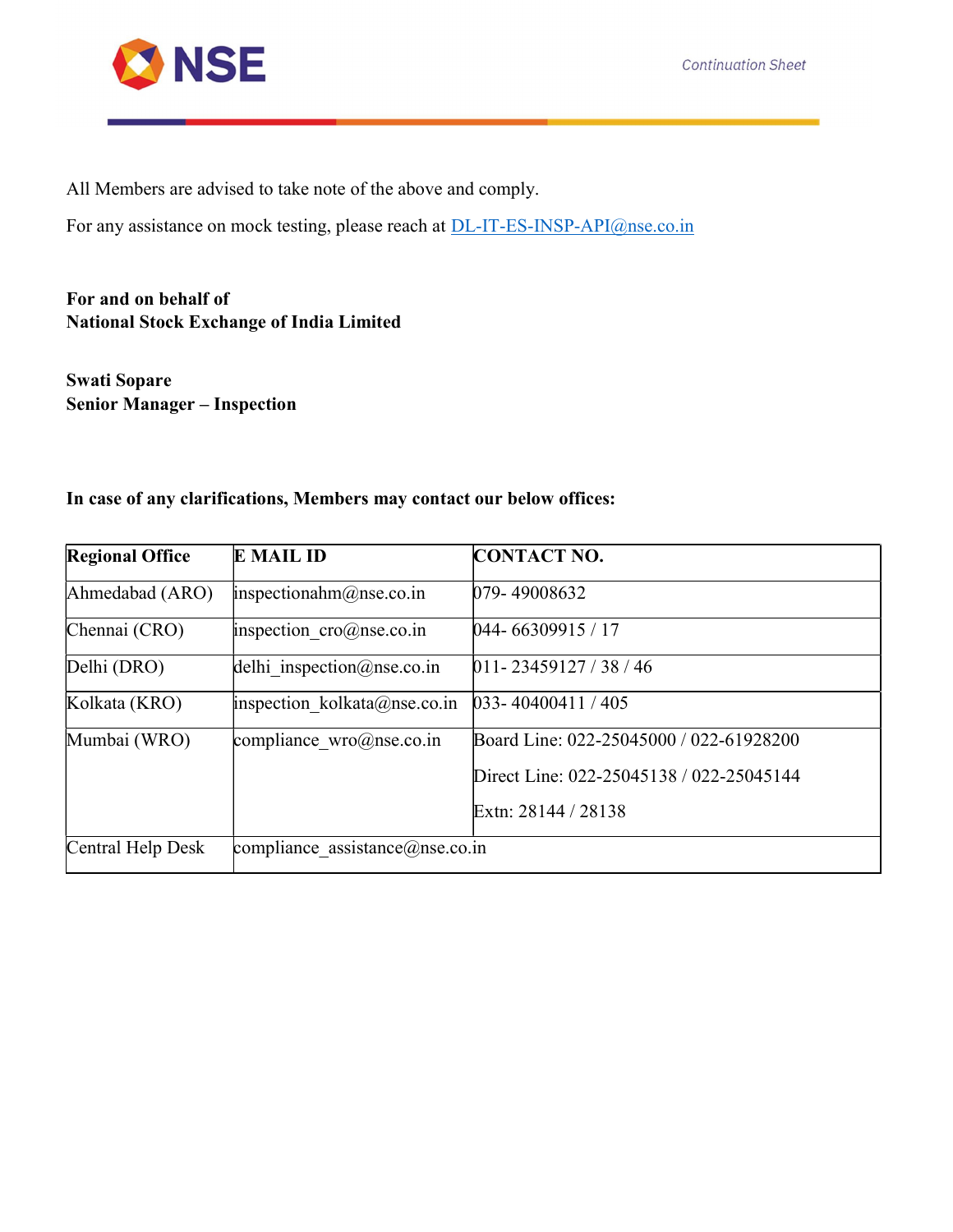All Members are advised to take note of the above and comply.

For any assistance on mock testing, please reach at DL-IT-ES-INSP-API@nse.co.in

**For and on behalf of**
**National Stock Exchange of India Limited**

**Swati Sopare**
**Senior Manager – Inspection**

**In case of any clarifications, Members may contact our below offices:**

| Regional Office | E MAIL ID | CONTACT NO. |
|---|---|---|
| Ahmedabad (ARO) | inspectionahm@nse.co.in | 079- 49008632 |
| Chennai (CRO) | inspection_cro@nse.co.in | 044- 66309915 / 17 |
| Delhi (DRO) | delhi_inspection@nse.co.in | 011- 23459127 / 38 / 46 |
| Kolkata (KRO) | inspection_kolkata@nse.co.in | 033- 40400411 / 405 |
| Mumbai (WRO) | compliance_wro@nse.co.in | Board Line: 022-25045000 / 022-61928200<br>Direct Line: 022-25045138 / 022-25045144<br>Extn: 28144 / 28138 |
| Central Help Desk | compliance_assistance@nse.co.in | |